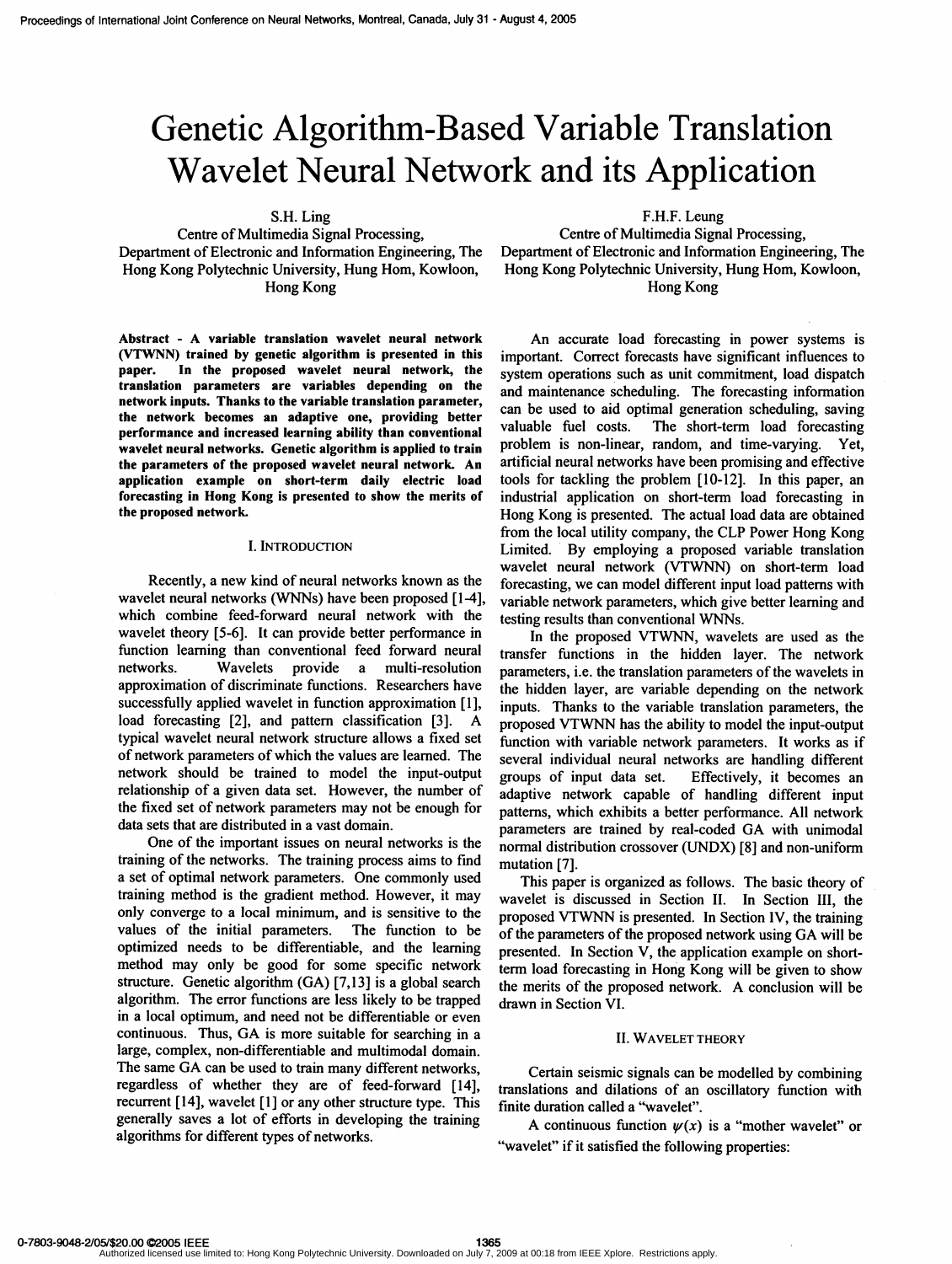# Genetic Algorithm-Based Variable Translation Wavelet Neural Network and its Application

S.H. Ling
Centre of Multimedia Signal Processing,
Department of Electronic and Information Engineering, The Hong Kong Polytechnic University, Hung Hom, Kowloon, Hong Kong

F.H.F. Leung
Centre of Multimedia Signal Processing,
Department of Electronic and Information Engineering, The Hong Kong Polytechnic University, Hung Hom, Kowloon, Hong Kong

**Abstract - A variable translation wavelet neural network (VTWNN) trained by genetic algorithm is presented in this paper. In the proposed wavelet neural network, the translation parameters are variables depending on the network inputs. Thanks to the variable translation parameter, the network becomes an adaptive one, providing better performance and increased learning ability than conventional wavelet neural networks. Genetic algorithm is applied to train the parameters of the proposed wavelet neural network. An application example on short-term daily electric load forecasting in Hong Kong is presented to show the merits of the proposed network.**

## I. INTRODUCTION

Recently, a new kind of neural networks known as the wavelet neural networks (WNNs) have been proposed [1-4], which combine feed-forward neural network with the wavelet theory [5-6]. It can provide better performance in function learning than conventional feed forward neural networks. Wavelets provide a multi-resolution approximation of discriminate functions. Researchers have successfully applied wavelet in function approximation [1], load forecasting [2], and pattern classification [3]. A typical wavelet neural network structure allows a fixed set of network parameters of which the values are learned. The network should be trained to model the input-output relationship of a given data set. However, the number of the fixed set of network parameters may not be enough for data sets that are distributed in a vast domain.

One of the important issues on neural networks is the training of the networks. The training process aims to find a set of optimal network parameters. One commonly used training method is the gradient method. However, it may only converge to a local minimum, and is sensitive to the values of the initial parameters. The function to be optimized needs to be differentiable, and the learning method may only be good for some specific network structure. Genetic algorithm (GA) [7,13] is a global search algorithm. The error functions are less likely to be trapped in a local optimum, and need not be differentiable or even continuous. Thus, GA is more suitable for searching in a large, complex, non-differentiable and multimodal domain. The same GA can be used to train many different networks, regardless of whether they are of feed-forward [14], recurrent [14], wavelet [1] or any other structure type. This generally saves a lot of efforts in developing the training algorithms for different types of networks.

An accurate load forecasting in power systems is important. Correct forecasts have significant influences to system operations such as unit commitment, load dispatch and maintenance scheduling. The forecasting information can be used to aid optimal generation scheduling, saving valuable fuel costs. The short-term load forecasting problem is non-linear, random, and time-varying. Yet, artificial neural networks have been promising and effective tools for tackling the problem [10-12]. In this paper, an industrial application on short-term load forecasting in Hong Kong is presented. The actual load data are obtained from the local utility company, the CLP Power Hong Kong Limited. By employing a proposed variable translation wavelet neural network (VTWNN) on short-term load forecasting, we can model different input load patterns with variable network parameters, which give better learning and testing results than conventional WNNs.

In the proposed VTWNN, wavelets are used as the transfer functions in the hidden layer. The network parameters, i.e. the translation parameters of the wavelets in the hidden layer, are variable depending on the network inputs. Thanks to the variable translation parameters, the proposed VTWNN has the ability to model the input-output function with variable network parameters. It works as if several individual neural networks are handling different groups of input data set. Effectively, it becomes an adaptive network capable of handling different input patterns, which exhibits a better performance. All network parameters are trained by real-coded GA with unimodal normal distribution crossover (UNDX) [8] and non-uniform mutation [7].

This paper is organized as follows. The basic theory of wavelet is discussed in Section II. In Section III, the proposed VTWNN is presented. In Section IV, the training of the parameters of the proposed network using GA will be presented. In Section V, the application example on short-term load forecasting in Hong Kong will be given to show the merits of the proposed network. A conclusion will be drawn in Section VI.

## II. WAVELET THEORY

Certain seismic signals can be modelled by combining translations and dilations of an oscillatory function with finite duration called a "wavelet".

A continuous function $\psi(x)$ is a "mother wavelet" or "wavelet" if it satisfied the following properties: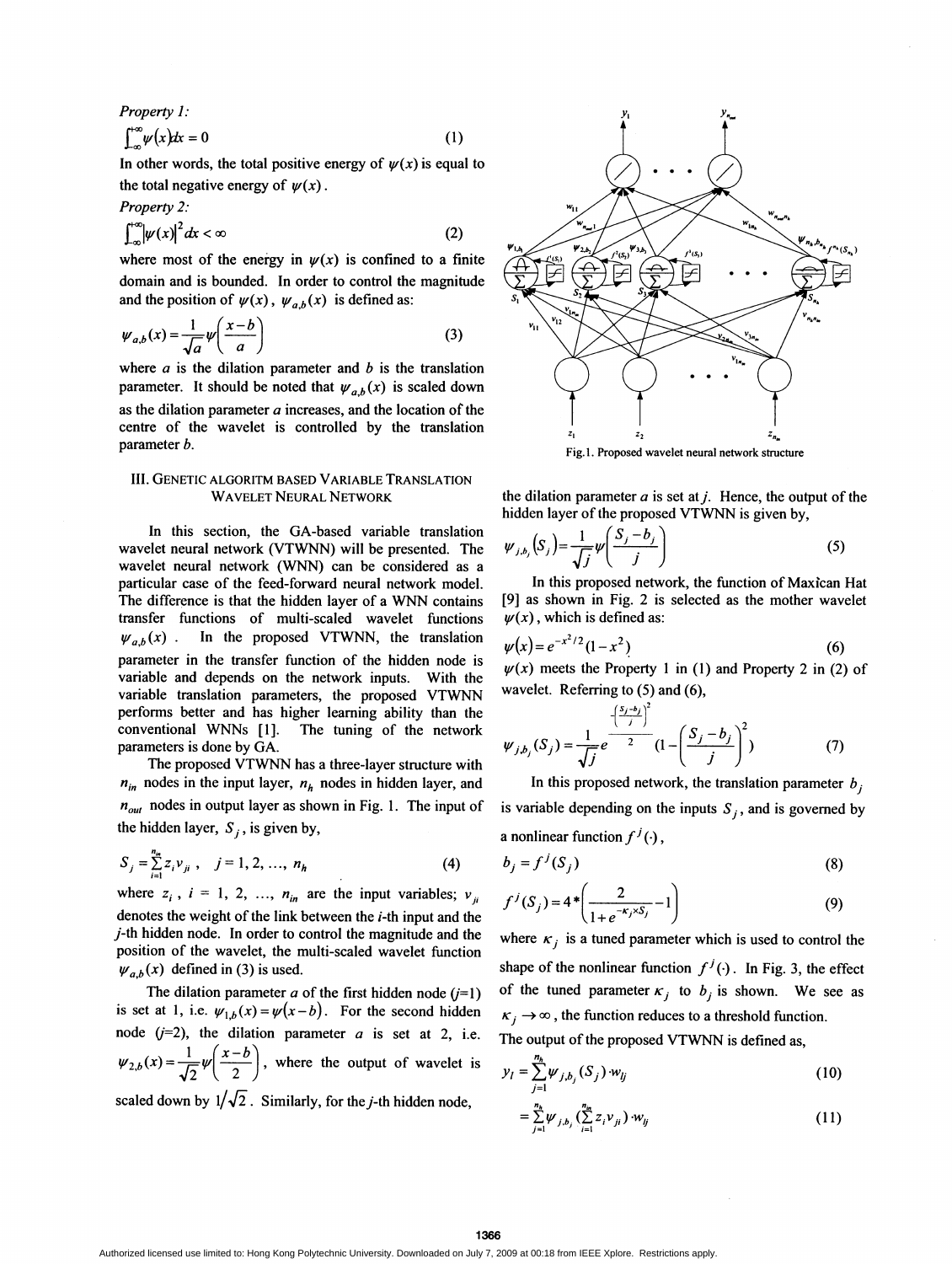*Property 1:*

$$\int_{-\infty}^{+\infty}\psi(x)dx = 0 \quad (1)$$

In other words, the total positive energy of $\psi(x)$ is equal to the total negative energy of $\psi(x)$.

*Property 2:*

$$\int_{-\infty}^{+\infty}|\psi(x)|^2 dx < \infty \quad (2)$$

where most of the energy in $\psi(x)$ is confined to a finite domain and is bounded. In order to control the magnitude and the position of $\psi(x)$, $\psi_{a,b}(x)$ is defined as:

$$\psi_{a,b}(x) = \frac{1}{\sqrt{a}}\psi\left(\frac{x-b}{a}\right) \quad (3)$$

where $a$ is the dilation parameter and $b$ is the translation parameter. It should be noted that $\psi_{a,b}(x)$ is scaled down as the dilation parameter $a$ increases, and the location of the centre of the wavelet is controlled by the translation parameter $b$.

## III. GENETIC ALGORITM BASED VARIABLE TRANSLATION WAVELET NEURAL NETWORK

In this section, the GA-based variable translation wavelet neural network (VTWNN) will be presented. The wavelet neural network (WNN) can be considered as a particular case of the feed-forward neural network model. The difference is that the hidden layer of a WNN contains transfer functions of multi-scaled wavelet functions $\psi_{a,b}(x)$. In the proposed VTWNN, the translation parameter in the transfer function of the hidden node is variable and depends on the network inputs. With the variable translation parameters, the proposed VTWNN performs better and has higher learning ability than the conventional WNNs [1]. The tuning of the network parameters is done by GA.

The proposed VTWNN has a three-layer structure with $n_{in}$ nodes in the input layer, $n_h$ nodes in hidden layer, and $n_{out}$ nodes in output layer as shown in Fig. 1. The input of the hidden layer, $S_j$, is given by,

$$S_j = \sum_{i=1}^{n_{in}} z_i v_{ji}, \quad j = 1, 2, \ldots, n_h \quad (4)$$

where $z_i$, $i$ = 1, 2, ..., $n_{in}$ are the input variables; $v_{ji}$ denotes the weight of the link between the $i$-th input and the $j$-th hidden node. In order to control the magnitude and the position of the wavelet, the multi-scaled wavelet function $\psi_{a,b}(x)$ defined in (3) is used.

The dilation parameter $a$ of the first hidden node ($j$=1) is set at 1, i.e. $\psi_{1,b}(x) = \psi(x-b)$. For the second hidden node ($j$=2), the dilation parameter $a$ is set at 2, i.e. $\psi_{2,b}(x) = \frac{1}{\sqrt{2}}\psi\left(\frac{x-b}{2}\right)$, where the output of wavelet is scaled down by $1/\sqrt{2}$. Similarly, for the $j$-th hidden node,

Fig.1. Proposed wavelet neural network structure

the dilation parameter $a$ is set at $j$. Hence, the output of the hidden layer of the proposed VTWNN is given by,

$$\psi_{j,b_j}(S_j) = \frac{1}{\sqrt{j}}\psi\left(\frac{S_j - b_j}{j}\right) \quad (5)$$

In this proposed network, the function of Maxican Hat [9] as shown in Fig. 2 is selected as the mother wavelet $\psi(x)$, which is defined as:

$$\psi(x) = e^{-x^2/2}(1-x^2) \quad (6)$$

$\psi(x)$ meets the Property 1 in (1) and Property 2 in (2) of wavelet. Referring to (5) and (6),

$$\psi_{j,b_j}(S_j) = \frac{1}{\sqrt{j}} e^{\frac{-\left(\frac{S_j - b_j}{j}\right)^2}{2}} \left(1 - \left(\frac{S_j - b_j}{j}\right)^2\right) \quad (7)$$

In this proposed network, the translation parameter $b_j$ is variable depending on the inputs $S_j$, and is governed by a nonlinear function $f^j(\cdot)$,

$$b_j = f^j(S_j) \quad (8)$$

$$f^j(S_j) = 4 * \left(\frac{2}{1+e^{-\kappa_j \times S_j}} - 1\right) \quad (9)$$

where $\kappa_j$ is a tuned parameter which is used to control the shape of the nonlinear function $f^j(\cdot)$. In Fig. 3, the effect of the tuned parameter $\kappa_j$ to $b_j$ is shown. We see as $\kappa_j \to \infty$, the function reduces to a threshold function.

The output of the proposed VTWNN is defined as,

$$y_l = \sum_{j=1}^{n_h} \psi_{j,b_j}(S_j) \cdot w_{lj} \quad (10)$$

$$= \sum_{j=1}^{n_h} \psi_{j,b_j}\left(\sum_{i=1}^{n_{in}} z_i v_{ji}\right) \cdot w_{lj} \quad (11)$$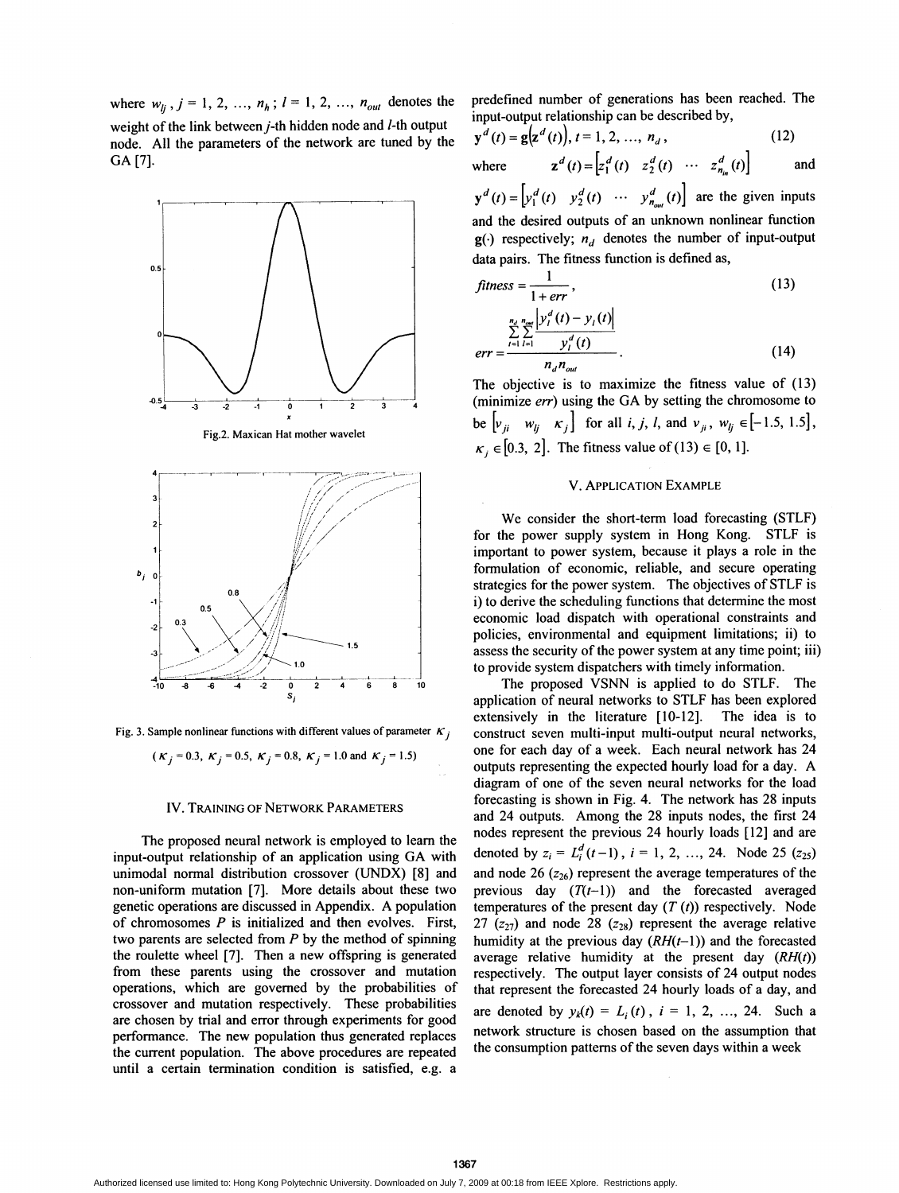where $w_{lj}$, $j = 1, 2, \ldots, n_h$; $l = 1, 2, \ldots, n_{out}$ denotes the weight of the link between $j$-th hidden node and $l$-th output node. All the parameters of the network are tuned by the GA [7].

Fig.2. Maxican Hat mother wavelet

Fig. 3. Sample nonlinear functions with different values of parameter $\kappa_j$ ($\kappa_j$ = 0.3, $\kappa_j$ = 0.5, $\kappa_j$ = 0.8, $\kappa_j$ = 1.0 and $\kappa_j$ = 1.5)

## IV. TRAINING OF NETWORK PARAMETERS

The proposed neural network is employed to learn the input-output relationship of an application using GA with unimodal normal distribution crossover (UNDX) [8] and non-uniform mutation [7]. More details about these two genetic operations are discussed in Appendix. A population of chromosomes $P$ is initialized and then evolves. First, two parents are selected from $P$ by the method of spinning the roulette wheel [7]. Then a new offspring is generated from these parents using the crossover and mutation operations, which are governed by the probabilities of crossover and mutation respectively. These probabilities are chosen by trial and error through experiments for good performance. The new population thus generated replaces the current population. The above procedures are repeated until a certain termination condition is satisfied, e.g. a predefined number of generations has been reached. The input-output relationship can be described by,

$$\mathbf{y}^d(t) = \mathbf{g}\left(\mathbf{z}^d(t)\right),\ t = 1, 2, \ldots, n_d, \tag{12}$$

where $\mathbf{z}^d(t) = \left[z_1^d(t)\ \ z_2^d(t)\ \ \cdots\ \ z_{n_{in}}^d(t)\right]$ and $\mathbf{y}^d(t) = \left[y_1^d(t)\ \ y_2^d(t)\ \ \cdots\ \ y_{n_{out}}^d(t)\right]$ are the given inputs and the desired outputs of an unknown nonlinear function $\mathbf{g}(\cdot)$ respectively; $n_d$ denotes the number of input-output data pairs. The fitness function is defined as,

$$fitness = \frac{1}{1 + err}, \tag{13}$$

$$err = \frac{\sum_{t=1}^{n_d} \sum_{l=1}^{n_{out}} \frac{\left|y_l^d(t) - y_l(t)\right|}{y_l^d(t)}}{n_d n_{out}}. \tag{14}$$

The objective is to maximize the fitness value of (13) (minimize *err*) using the GA by setting the chromosome to be $\left[v_{ji}\ \ w_{lj}\ \ \kappa_j\right]$ for all $i$, $j$, $l$, and $v_{ji}$, $w_{lj} \in [-1.5, 1.5]$, $\kappa_j \in [0.3, 2]$. The fitness value of (13) $\in [0, 1]$.

## V. APPLICATION EXAMPLE

We consider the short-term load forecasting (STLF) for the power supply system in Hong Kong. STLF is important to power system, because it plays a role in the formulation of economic, reliable, and secure operating strategies for the power system. The objectives of STLF is i) to derive the scheduling functions that determine the most economic load dispatch with operational constraints and policies, environmental and equipment limitations; ii) to assess the security of the power system at any time point; iii) to provide system dispatchers with timely information.

The proposed VSNN is applied to do STLF. The application of neural networks to STLF has been explored extensively in the literature [10-12]. The idea is to construct seven multi-input multi-output neural networks, one for each day of a week. Each neural network has 24 outputs representing the expected hourly load for a day. A diagram of one of the seven neural networks for the load forecasting is shown in Fig. 4. The network has 28 inputs and 24 outputs. Among the 28 inputs nodes, the first 24 nodes represent the previous 24 hourly loads [12] and are denoted by $z_i = L_i^d(t-1)$, $i = 1, 2, \ldots, 24$. Node 25 ($z_{25}$) and node 26 ($z_{26}$) represent the average temperatures of the previous day ($T(t-1)$) and the forecasted averaged temperatures of the present day ($T(t)$) respectively. Node 27 ($z_{27}$) and node 28 ($z_{28}$) represent the average relative humidity at the previous day ($RH(t-1)$) and the forecasted average relative humidity at the present day ($RH(t)$) respectively. The output layer consists of 24 output nodes that represent the forecasted 24 hourly loads of a day, and are denoted by $y_k(t) = L_i(t)$, $i = 1, 2, \ldots, 24$. Such a network structure is chosen based on the assumption that the consumption patterns of the seven days within a week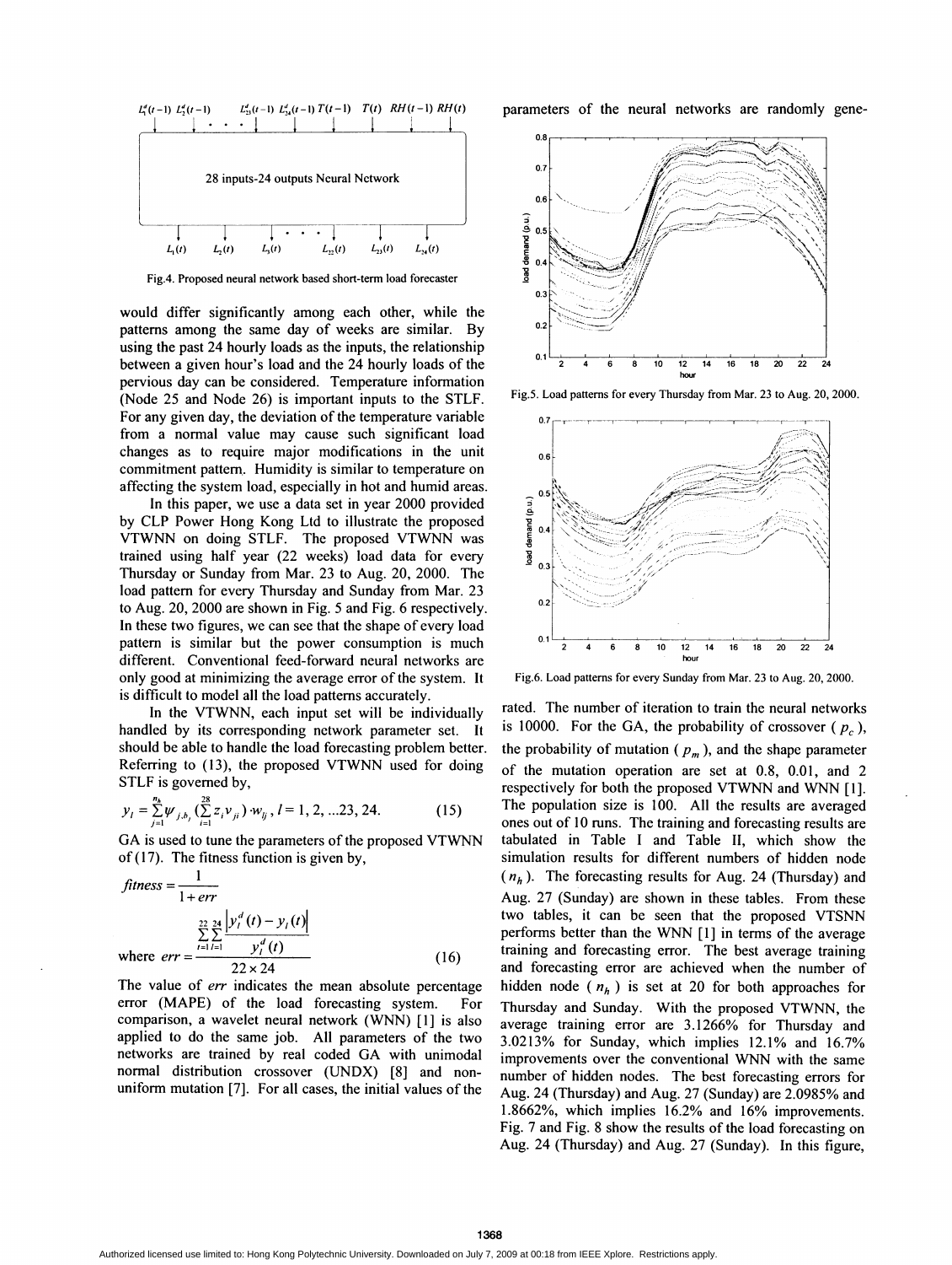Fig.4. Proposed neural network based short-term load forecaster

would differ significantly among each other, while the patterns among the same day of weeks are similar. By using the past 24 hourly loads as the inputs, the relationship between a given hour's load and the 24 hourly loads of the pervious day can be considered. Temperature information (Node 25 and Node 26) is important inputs to the STLF. For any given day, the deviation of the temperature variable from a normal value may cause such significant load changes as to require major modifications in the unit commitment pattern. Humidity is similar to temperature on affecting the system load, especially in hot and humid areas.

In this paper, we use a data set in year 2000 provided by CLP Power Hong Kong Ltd to illustrate the proposed VTWNN on doing STLF. The proposed VTWNN was trained using half year (22 weeks) load data for every Thursday or Sunday from Mar. 23 to Aug. 20, 2000. The load pattern for every Thursday and Sunday from Mar. 23 to Aug. 20, 2000 are shown in Fig. 5 and Fig. 6 respectively. In these two figures, we can see that the shape of every load pattern is similar but the power consumption is much different. Conventional feed-forward neural networks are only good at minimizing the average error of the system. It is difficult to model all the load patterns accurately.

In the VTWNN, each input set will be individually handled by its corresponding network parameter set. It should be able to handle the load forecasting problem better. Referring to (13), the proposed VTWNN used for doing STLF is governed by,

$$y_l = \sum_{j=1}^{n_h} \psi_{j,b_j}\left(\sum_{i=1}^{28} z_i v_{ji}\right) \cdot w_{lj},\; l = 1, 2, \ldots 23, 24. \tag{15}$$

GA is used to tune the parameters of the proposed VTWNN of (17). The fitness function is given by,

$$fitness = \frac{1}{1+err}$$

$$\text{where } err = \frac{\sum_{t=1}^{22}\sum_{l=1}^{24} \frac{\left|y_l^d(t) - y_l(t)\right|}{y_l^d(t)}}{22 \times 24} \tag{16}$$

The value of $err$ indicates the mean absolute percentage error (MAPE) of the load forecasting system. For comparison, a wavelet neural network (WNN) [1] is also applied to do the same job. All parameters of the two networks are trained by real coded GA with unimodal normal distribution crossover (UNDX) [8] and non-uniform mutation [7]. For all cases, the initial values of the parameters of the neural networks are randomly generated. The number of iteration to train the neural networks is 10000. For the GA, the probability of crossover ($p_c$), the probability of mutation ($p_m$), and the shape parameter of the mutation operation are set at 0.8, 0.01, and 2 respectively for both the proposed VTWNN and WNN [1]. The population size is 100. All the results are averaged ones out of 10 runs. The training and forecasting results are tabulated in Table I and Table II, which show the simulation results for different numbers of hidden node ($n_h$). The forecasting results for Aug. 24 (Thursday) and Aug. 27 (Sunday) are shown in these tables. From these two tables, it can be seen that the proposed VTSNN performs better than the WNN [1] in terms of the average training and forecasting error. The best average training and forecasting error are achieved when the number of hidden node ($n_h$) is set at 20 for both approaches for Thursday and Sunday. With the proposed VTWNN, the average training error are 3.1266% for Thursday and 3.0213% for Sunday, which implies 12.1% and 16.7% improvements over the conventional WNN with the same number of hidden nodes. The best forecasting errors for Aug. 24 (Thursday) and Aug. 27 (Sunday) are 2.0985% and 1.8662%, which implies 16.2% and 16% improvements. Fig. 7 and Fig. 8 show the results of the load forecasting on Aug. 24 (Thursday) and Aug. 27 (Sunday). In this figure,

Fig.5. Load patterns for every Thursday from Mar. 23 to Aug. 20, 2000.

Fig.6. Load patterns for every Sunday from Mar. 23 to Aug. 20, 2000.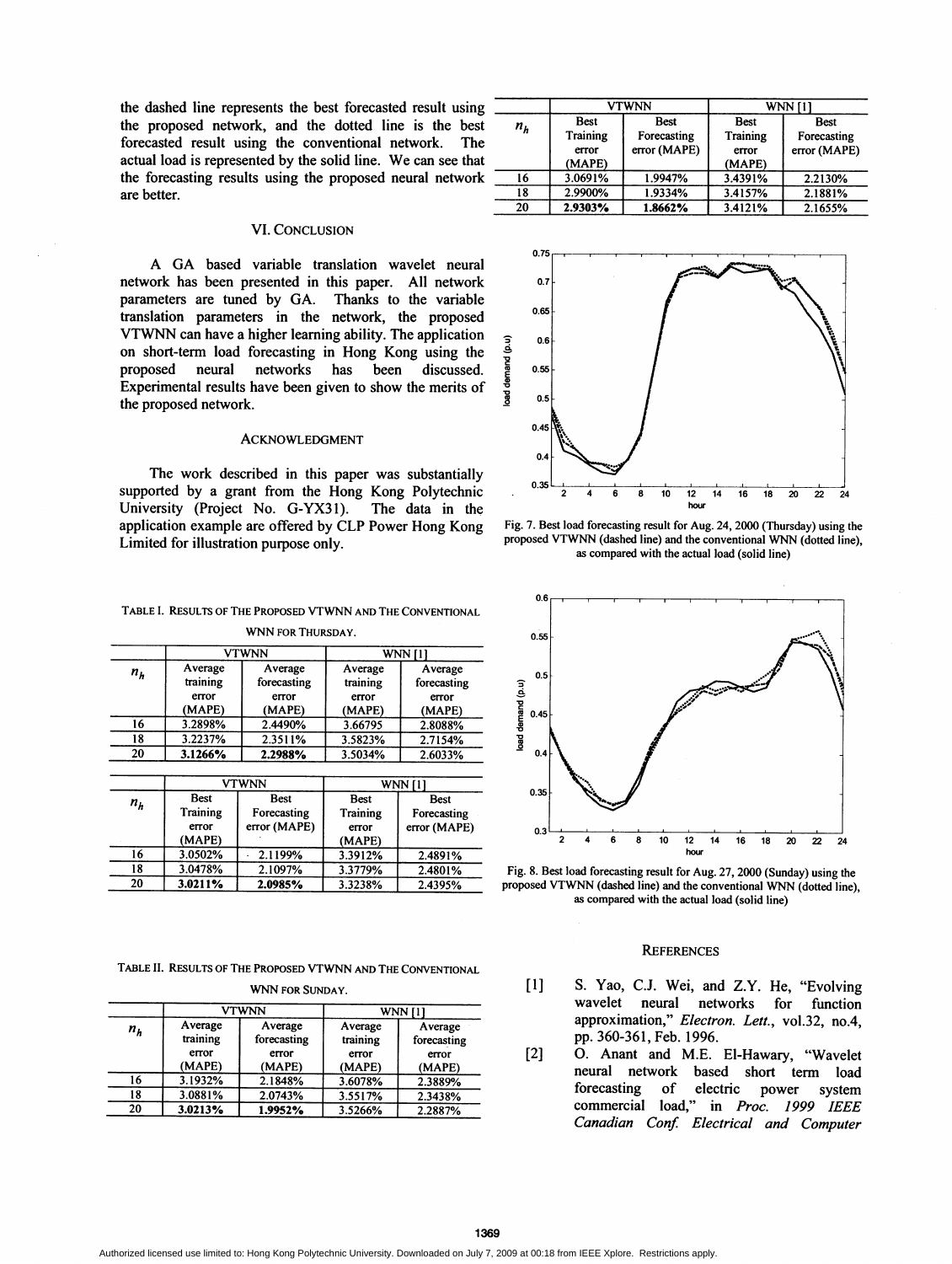the dashed line represents the best forecasted result using the proposed network, and the dotted line is the best forecasted result using the conventional network. The actual load is represented by the solid line. We can see that the forecasting results using the proposed neural network are better.

## VI. Conclusion

A GA based variable translation wavelet neural network has been presented in this paper. All network parameters are tuned by GA. Thanks to the variable translation parameters in the network, the proposed VTWNN can have a higher learning ability. The application on short-term load forecasting in Hong Kong using the proposed neural networks has been discussed. Experimental results have been given to show the merits of the proposed network.

## Acknowledgment

The work described in this paper was substantially supported by a grant from the Hong Kong Polytechnic University (Project No. G-YX31). The data in the application example are offered by CLP Power Hong Kong Limited for illustration purpose only.

TABLE I. Results of The Proposed VTWNN and The Conventional WNN for Thursday.

| $n_h$ | VTWNN | | WNN [1] | |
|---|---|---|---|---|
| | Average training error (MAPE) | Average forecasting error (MAPE) | Average training error (MAPE) | Average forecasting error (MAPE) |
| 16 | 3.2898% | 2.4490% | 3.66795 | 2.8088% |
| 18 | 3.2237% | 2.3511% | 3.5823% | 2.7154% |
| 20 | **3.1266%** | **2.2988%** | 3.5034% | 2.6033% |

| $n_h$ | VTWNN | | WNN [1] | |
|---|---|---|---|---|
| | Best Training error (MAPE) | Best Forecasting error (MAPE) | Best Training error (MAPE) | Best Forecasting error (MAPE) |
| 16 | 3.0502% | 2.1199% | 3.3912% | 2.4891% |
| 18 | 3.0478% | 2.1097% | 3.3779% | 2.4801% |
| 20 | **3.0211%** | **2.0985%** | 3.3238% | 2.4395% |

TABLE II. Results of The Proposed VTWNN and The Conventional WNN for Sunday.

| $n_h$ | VTWNN | | WNN [1] | |
|---|---|---|---|---|
| | Average training error (MAPE) | Average forecasting error (MAPE) | Average training error (MAPE) | Average forecasting error (MAPE) |
| 16 | 3.1932% | 2.1848% | 3.6078% | 2.3889% |
| 18 | 3.0881% | 2.0743% | 3.5517% | 2.3438% |
| 20 | **3.0213%** | **1.9952%** | 3.5266% | 2.2887% |

| $n_h$ | VTWNN | | WNN [1] | |
|---|---|---|---|---|
| | Best Training error (MAPE) | Best Forecasting error (MAPE) | Best Training error (MAPE) | Best Forecasting error (MAPE) |
| 16 | 3.0691% | 1.9947% | 3.4391% | 2.2130% |
| 18 | 2.9900% | 1.9334% | 3.4157% | 2.1881% |
| 20 | **2.9303%** | **1.8662%** | 3.4121% | 2.1655% |

Fig. 7. Best load forecasting result for Aug. 24, 2000 (Thursday) using the proposed VTWNN (dashed line) and the conventional WNN (dotted line), as compared with the actual load (solid line)

Fig. 8. Best load forecasting result for Aug. 27, 2000 (Sunday) using the proposed VTWNN (dashed line) and the conventional WNN (dotted line), as compared with the actual load (solid line)

## References

[1] S. Yao, C.J. Wei, and Z.Y. He, "Evolving wavelet neural networks for function approximation," *Electron. Lett.*, vol.32, no.4, pp. 360-361, Feb. 1996.

[2] O. Anant and M.E. El-Hawary, "Wavelet neural network based short term load forecasting of electric power system commercial load," in *Proc. 1999 IEEE Canadian Conf. Electrical and Computer*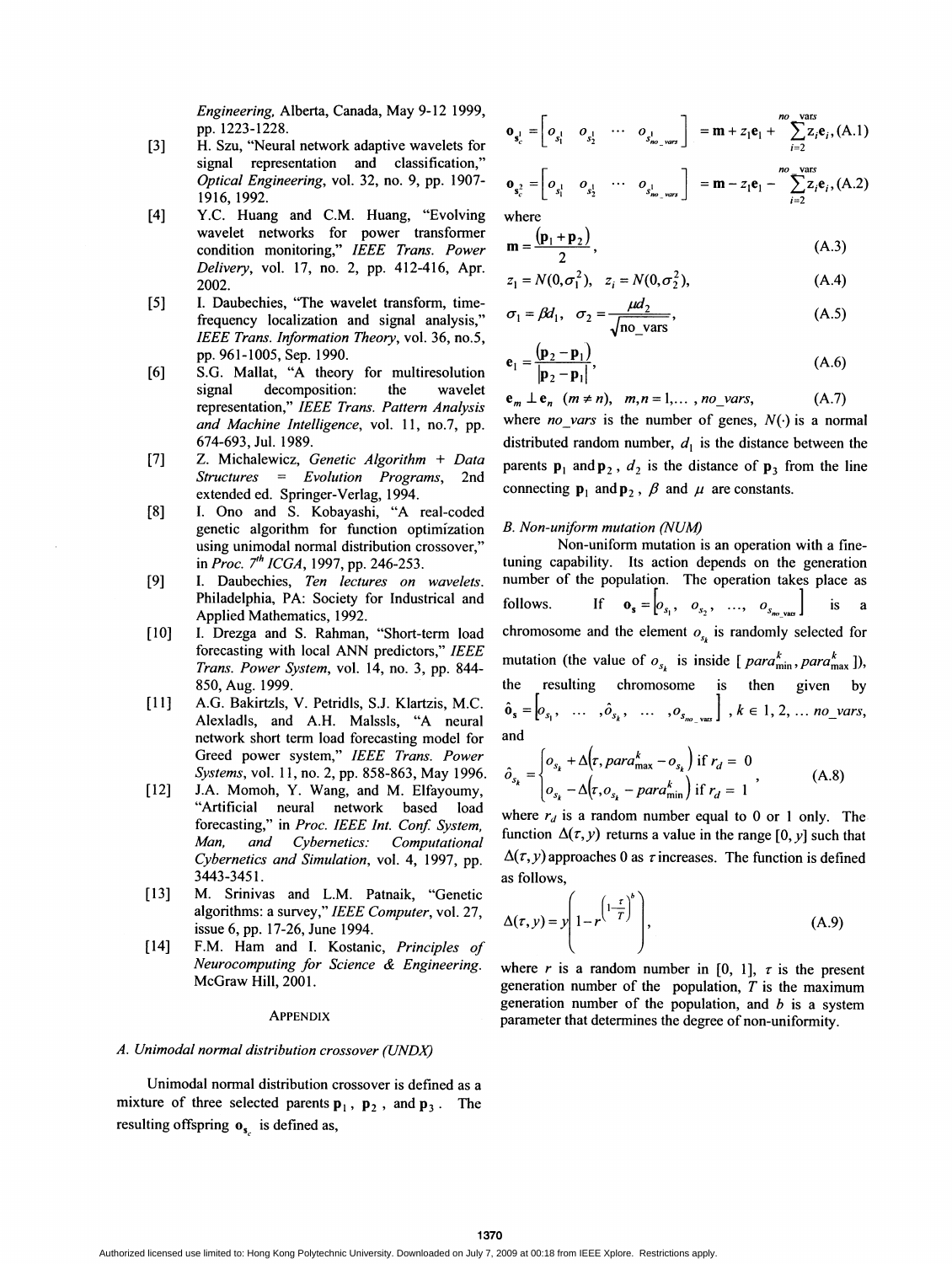Engineering, Alberta, Canada, May 9-12 1999, pp. 1223-1228.

[3] H. Szu, "Neural network adaptive wavelets for signal representation and classification," *Optical Engineering*, vol. 32, no. 9, pp. 1907-1916, 1992.

[4] Y.C. Huang and C.M. Huang, "Evolving wavelet networks for power transformer condition monitoring," *IEEE Trans. Power Delivery*, vol. 17, no. 2, pp. 412-416, Apr. 2002.

[5] I. Daubechies, "The wavelet transform, time-frequency localization and signal analysis," *IEEE Trans. Information Theory*, vol. 36, no.5, pp. 961-1005, Sep. 1990.

[6] S.G. Mallat, "A theory for multiresolution signal decomposition: the wavelet representation," *IEEE Trans. Pattern Analysis and Machine Intelligence*, vol. 11, no.7, pp. 674-693, Jul. 1989.

[7] Z. Michalewicz, *Genetic Algorithm + Data Structures = Evolution Programs*, 2nd extended ed. Springer-Verlag, 1994.

[8] I. Ono and S. Kobayashi, "A real-coded genetic algorithm for function optimization using unimodal normal distribution crossover," in *Proc. 7th ICGA*, 1997, pp. 246-253.

[9] I. Daubechies, *Ten lectures on wavelets*. Philadelphia, PA: Society for Industrial and Applied Mathematics, 1992.

[10] I. Drezga and S. Rahman, "Short-term load forecasting with local ANN predictors," *IEEE Trans. Power System*, vol. 14, no. 3, pp. 844-850, Aug. 1999.

[11] A.G. Bakirtzls, V. Petridls, S.J. Klartzis, M.C. Alexladls, and A.H. Malssls, "A neural network short term load forecasting model for Greed power system," *IEEE Trans. Power Systems*, vol. 11, no. 2, pp. 858-863, May 1996.

[12] J.A. Momoh, Y. Wang, and M. Elfayoumy, "Artificial neural network based load forecasting," in *Proc. IEEE Int. Conf. System, Man, and Cybernetics: Computational Cybernetics and Simulation*, vol. 4, 1997, pp. 3443-3451.

[13] M. Srinivas and L.M. Patnaik, "Genetic algorithms: a survey," *IEEE Computer*, vol. 27, issue 6, pp. 17-26, June 1994.

[14] F.M. Ham and I. Kostanic, *Principles of Neurocomputing for Science & Engineering*. McGraw Hill, 2001.

## APPENDIX

### A. Unimodal normal distribution crossover (UNDX)

Unimodal normal distribution crossover is defined as a mixture of three selected parents $\mathbf{p}_1$, $\mathbf{p}_2$, and $\mathbf{p}_3$. The resulting offspring $\mathbf{o}_{\mathbf{s}_c}$ is defined as,

$$\mathbf{o}_{\mathbf{s}_c^1} = \begin{bmatrix} o_{s_1^1} & o_{s_2^1} & \cdots & o_{s_{no\_vars}^1} \end{bmatrix} = \mathbf{m} + z_1\mathbf{e}_1 + \sum_{i=2}^{no\_vars} z_i\mathbf{e}_i, \quad \text{(A.1)}$$

$$\mathbf{o}_{\mathbf{s}_c^2} = \begin{bmatrix} o_{s_1^1} & o_{s_2^1} & \cdots & o_{s_{no\_vars}^1} \end{bmatrix} = \mathbf{m} - z_1\mathbf{e}_1 - \sum_{i=2}^{no\_vars} z_i\mathbf{e}_i, \quad \text{(A.2)}$$

where

$$\mathbf{m} = \frac{(\mathbf{p}_1 + \mathbf{p}_2)}{2}, \quad \text{(A.3)}$$

$$z_1 = N(0, \sigma_1^2), \quad z_i = N(0, \sigma_2^2), \quad \text{(A.4)}$$

$$\sigma_1 = \beta d_1, \quad \sigma_2 = \frac{\mu d_2}{\sqrt{\text{no\_vars}}}, \quad \text{(A.5)}$$

$$\mathbf{e}_1 = \frac{(\mathbf{p}_2 - \mathbf{p}_1)}{|\mathbf{p}_2 - \mathbf{p}_1|}, \quad \text{(A.6)}$$

$$\mathbf{e}_m \perp \mathbf{e}_n \ (m \neq n), \quad m, n = 1, \ldots, no\_vars, \quad \text{(A.7)}$$

where $no\_vars$ is the number of genes, $N(\cdot)$ is a normal distributed random number, $d_1$ is the distance between the parents $\mathbf{p}_1$ and $\mathbf{p}_2$, $d_2$ is the distance of $\mathbf{p}_3$ from the line connecting $\mathbf{p}_1$ and $\mathbf{p}_2$, $\beta$ and $\mu$ are constants.

### B. Non-uniform mutation (NUM)

Non-uniform mutation is an operation with a fine-tuning capability. Its action depends on the generation number of the population. The operation takes place as follows. If $\mathbf{o}_\mathbf{s} = \begin{bmatrix} o_{s_1}, & o_{s_2}, & \ldots, & o_{s_{no\_vars}} \end{bmatrix}$ is a chromosome and the element $o_{s_k}$ is randomly selected for mutation (the value of $o_{s_k}$ is inside $[\, para_{\min}^k, para_{\max}^k \,]$), the resulting chromosome is then given by $\hat{\mathbf{o}}_\mathbf{s} = \begin{bmatrix} o_{s_1}, & \ldots & ,\hat{o}_{s_k}, & \ldots & ,o_{s_{no\_vars}} \end{bmatrix}$, $k \in 1, 2, \ldots no\_vars$, and

$$\hat{o}_{s_k} = \begin{cases} o_{s_k} + \Delta\left(\tau, para_{\max}^k - o_{s_k}\right) & \text{if } r_d = 0 \\ o_{s_k} - \Delta\left(\tau, o_{s_k} - para_{\min}^k\right) & \text{if } r_d = 1 \end{cases}, \quad \text{(A.8)}$$

where $r_d$ is a random number equal to 0 or 1 only. The function $\Delta(\tau, y)$ returns a value in the range $[0, y]$ such that $\Delta(\tau, y)$ approaches 0 as $\tau$ increases. The function is defined as follows,

$$\Delta(\tau, y) = y\left(1 - r^{\left(1 - \frac{\tau}{T}\right)^b}\right), \quad \text{(A.9)}$$

where $r$ is a random number in $[0, 1]$, $\tau$ is the present generation number of the population, $T$ is the maximum generation number of the population, and $b$ is a system parameter that determines the degree of non-uniformity.